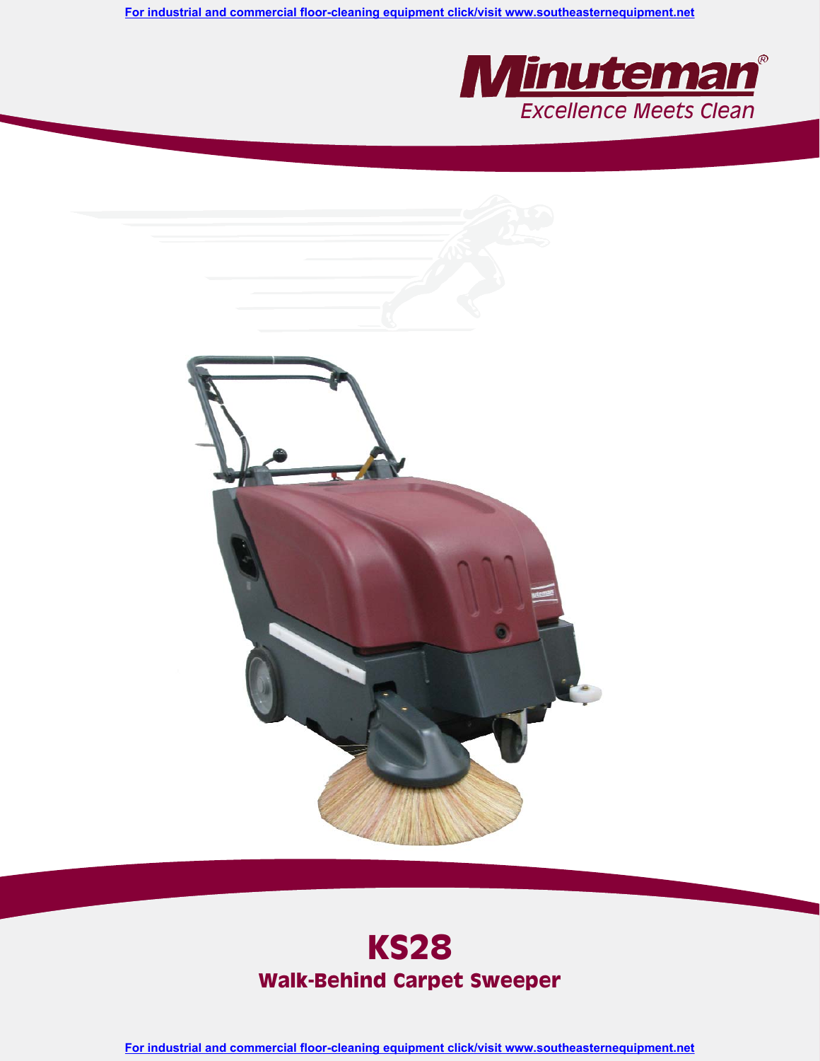**Minuteman®**
*Excellence Meets Clean*

# KS28

## Walk-Behind Carpet Sweeper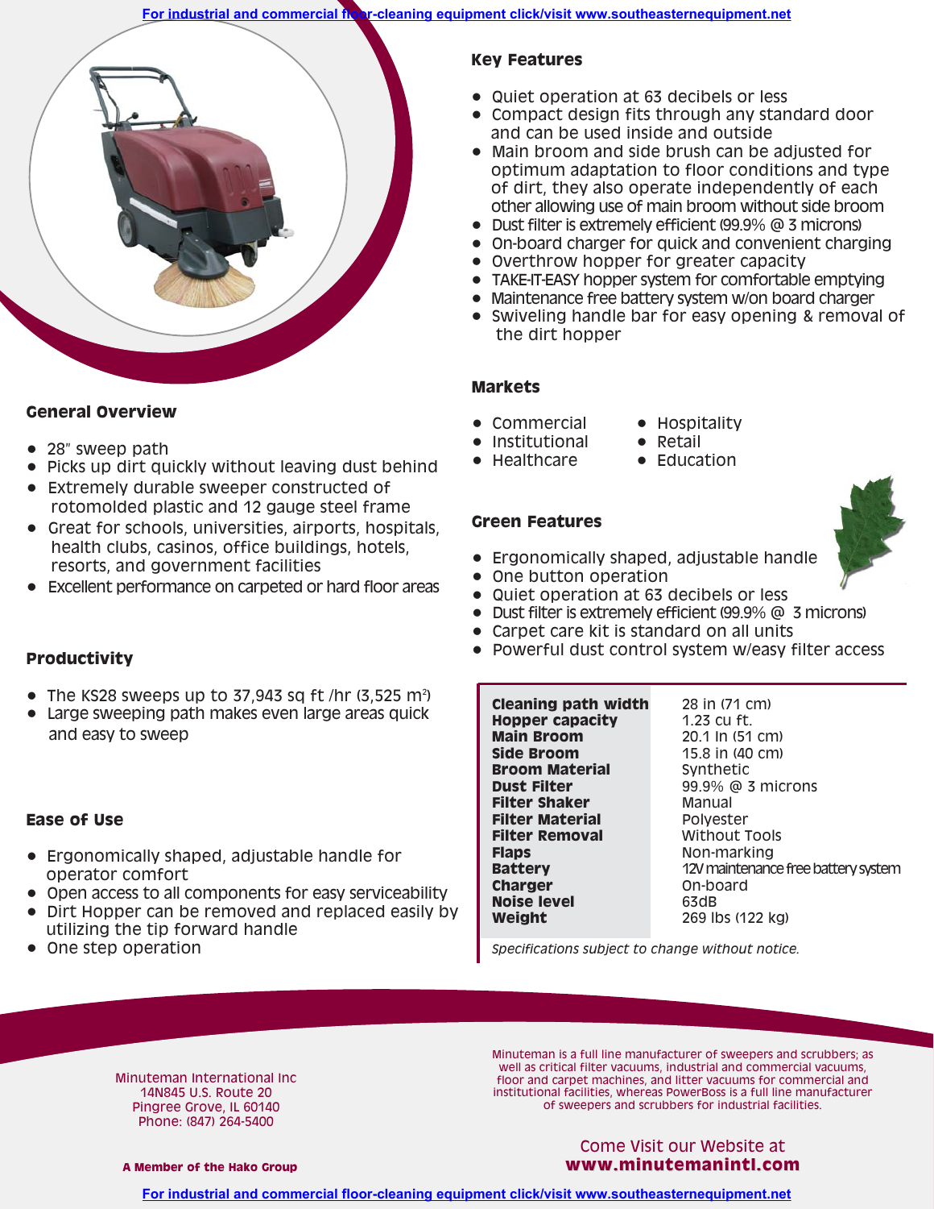For industrial and commercial floor-cleaning equipment click/visit www.southeasternequipment.net

## General Overview

- 28" sweep path
- Picks up dirt quickly without leaving dust behind
- Extremely durable sweeper constructed of rotomolded plastic and 12 gauge steel frame
- Great for schools, universities, airports, hospitals, health clubs, casinos, office buildings, hotels, resorts, and government facilities
- Excellent performance on carpeted or hard floor areas

## Productivity

- The KS28 sweeps up to 37,943 sq ft /hr (3,525 m$^2$)
- Large sweeping path makes even large areas quick and easy to sweep

## Ease of Use

- Ergonomically shaped, adjustable handle for operator comfort
- Open access to all components for easy serviceability
- Dirt Hopper can be removed and replaced easily by utilizing the tip forward handle
- One step operation

## Key Features

- Quiet operation at 63 decibels or less
- Compact design fits through any standard door and can be used inside and outside
- Main broom and side brush can be adjusted for optimum adaptation to floor conditions and type of dirt, they also operate independently of each other allowing use of main broom without side broom
- Dust filter is extremely efficient (99.9% @ 3 microns)
- On-board charger for quick and convenient charging
- Overthrow hopper for greater capacity
- TAKE-IT-EASY hopper system for comfortable emptying
- Maintenance free battery system w/on board charger
- Swiveling handle bar for easy opening & removal of the dirt hopper

## Markets

- Commercial
- Institutional
- Healthcare
- Hospitality
- Retail
- Education

## Green Features

- Ergonomically shaped, adjustable handle
- One button operation
- Quiet operation at 63 decibels or less
- Dust filter is extremely efficient (99.9% @ 3 microns)
- Carpet care kit is standard on all units
- Powerful dust control system w/easy filter access

| | |
|---|---|
| **Cleaning path width** | 28 in (71 cm) |
| **Hopper capacity** | 1.23 cu ft. |
| **Main Broom** | 20.1 In (51 cm) |
| **Side Broom** | 15.8 in (40 cm) |
| **Broom Material** | Synthetic |
| **Dust Filter** | 99.9% @ 3 microns |
| **Filter Shaker** | Manual |
| **Filter Material** | Polyester |
| **Filter Removal** | Without Tools |
| **Flaps** | Non-marking |
| **Battery** | 12V maintenance free battery system |
| **Charger** | On-board |
| **Noise level** | 63dB |
| **Weight** | 269 lbs (122 kg) |

*Specifications subject to change without notice.*

Minuteman International Inc
14N845 U.S. Route 20
Pingree Grove, IL 60140
Phone: (847) 264-5400

**A Member of the Hako Group**

Minuteman is a full line manufacturer of sweepers and scrubbers; as well as critical filter vacuums, industrial and commercial vacuums, floor and carpet machines, and litter vacuums for commercial and institutional facilities, whereas PowerBoss is a full line manufacturer of sweepers and scrubbers for industrial facilities.

Come Visit our Website at
**www.minutemanintl.com**

For industrial and commercial floor-cleaning equipment click/visit www.southeasternequipment.net